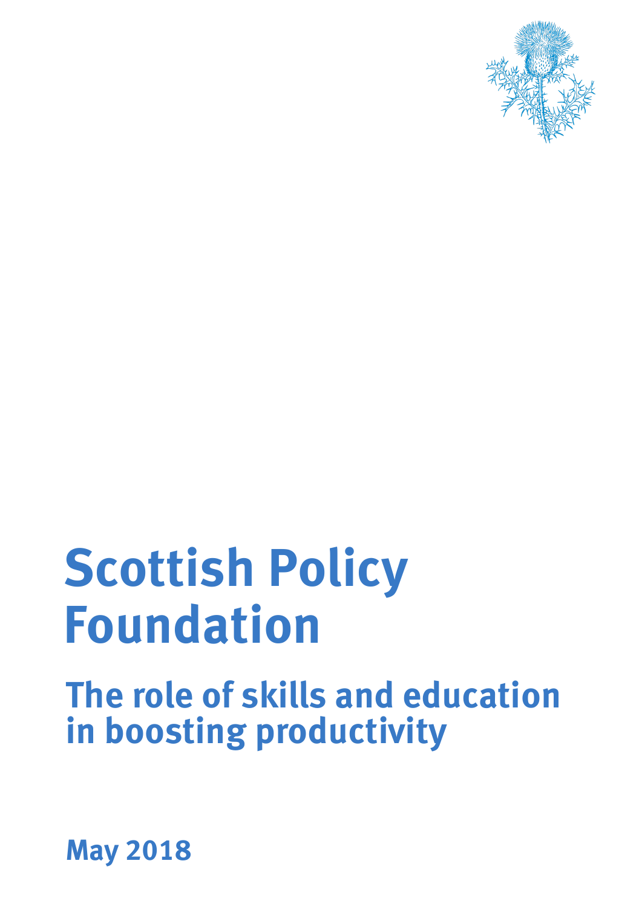# Scottish Policy Foundation

## The role of skills and education in boosting productivity

**May 2018**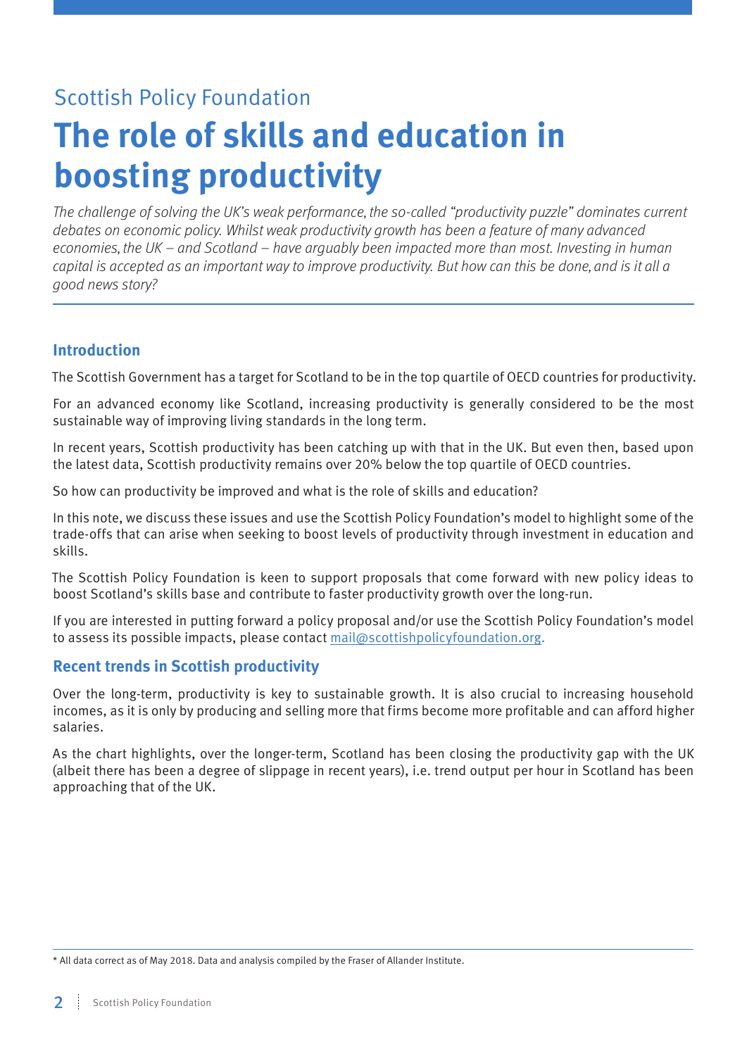Scottish Policy Foundation

# The role of skills and education in boosting productivity

*The challenge of solving the UK's weak performance, the so-called "productivity puzzle" dominates current debates on economic policy. Whilst weak productivity growth has been a feature of many advanced economies, the UK – and Scotland – have arguably been impacted more than most. Investing in human capital is accepted as an important way to improve productivity. But how can this be done, and is it all a good news story?*

## Introduction

The Scottish Government has a target for Scotland to be in the top quartile of OECD countries for productivity.

For an advanced economy like Scotland, increasing productivity is generally considered to be the most sustainable way of improving living standards in the long term.

In recent years, Scottish productivity has been catching up with that in the UK. But even then, based upon the latest data, Scottish productivity remains over 20% below the top quartile of OECD countries.

So how can productivity be improved and what is the role of skills and education?

In this note, we discuss these issues and use the Scottish Policy Foundation's model to highlight some of the trade-offs that can arise when seeking to boost levels of productivity through investment in education and skills.

The Scottish Policy Foundation is keen to support proposals that come forward with new policy ideas to boost Scotland's skills base and contribute to faster productivity growth over the long-run.

If you are interested in putting forward a policy proposal and/or use the Scottish Policy Foundation's model to assess its possible impacts, please contact mail@scottishpolicyfoundation.org.

## Recent trends in Scottish productivity

Over the long-term, productivity is key to sustainable growth. It is also crucial to increasing household incomes, as it is only by producing and selling more that firms become more profitable and can afford higher salaries.

As the chart highlights, over the longer-term, Scotland has been closing the productivity gap with the UK (albeit there has been a degree of slippage in recent years), i.e. trend output per hour in Scotland has been approaching that of the UK.

* All data correct as of May 2018. Data and analysis compiled by the Fraser of Allander Institute.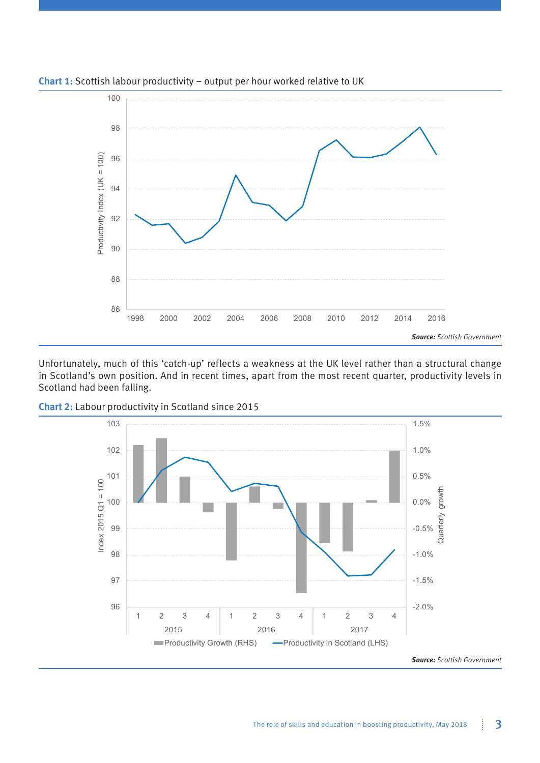**Chart 1:** Scottish labour productivity – output per hour worked relative to UK

**Source:** *Scottish Government*

Unfortunately, much of this 'catch-up' reflects a weakness at the UK level rather than a structural change in Scotland's own position. And in recent times, apart from the most recent quarter, productivity levels in Scotland had been falling.

**Chart 2:** Labour productivity in Scotland since 2015

**Source:** *Scottish Government*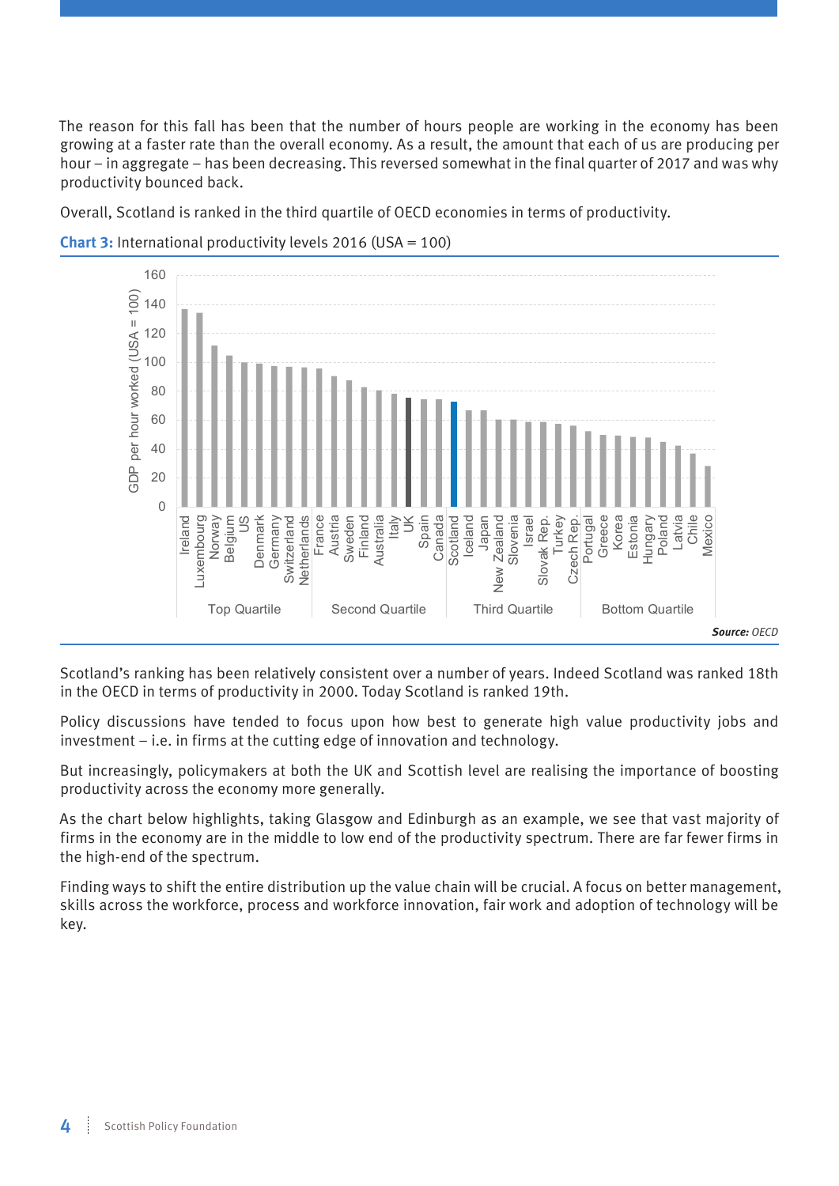The reason for this fall has been that the number of hours people are working in the economy has been growing at a faster rate than the overall economy. As a result, the amount that each of us are producing per hour – in aggregate – has been decreasing. This reversed somewhat in the final quarter of 2017 and was why productivity bounced back.

Overall, Scotland is ranked in the third quartile of OECD economies in terms of productivity.

**Chart 3:** International productivity levels 2016 (USA = 100)

*Source: OECD*

Scotland's ranking has been relatively consistent over a number of years. Indeed Scotland was ranked 18th in the OECD in terms of productivity in 2000. Today Scotland is ranked 19th.

Policy discussions have tended to focus upon how best to generate high value productivity jobs and investment – i.e. in firms at the cutting edge of innovation and technology.

But increasingly, policymakers at both the UK and Scottish level are realising the importance of boosting productivity across the economy more generally.

As the chart below highlights, taking Glasgow and Edinburgh as an example, we see that vast majority of firms in the economy are in the middle to low end of the productivity spectrum. There are far fewer firms in the high-end of the spectrum.

Finding ways to shift the entire distribution up the value chain will be crucial. A focus on better management, skills across the workforce, process and workforce innovation, fair work and adoption of technology will be key.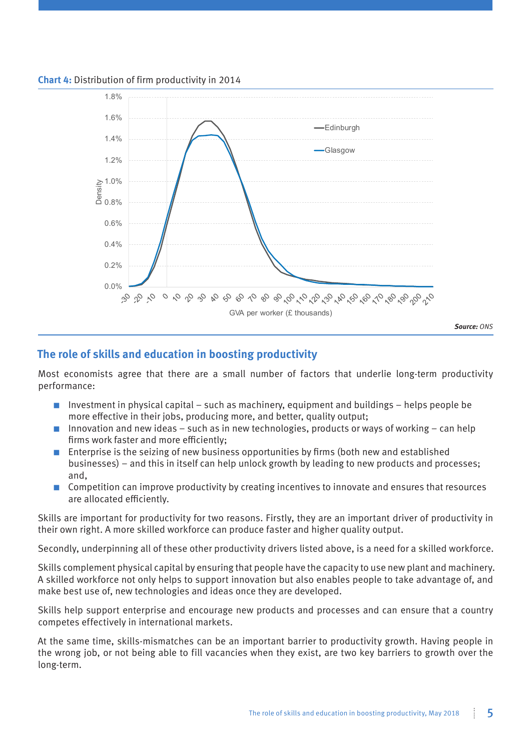**Chart 4:** Distribution of firm productivity in 2014

*Source:* ONS

## The role of skills and education in boosting productivity

Most economists agree that there are a small number of factors that underlie long-term productivity performance:

- Investment in physical capital – such as machinery, equipment and buildings – helps people be more effective in their jobs, producing more, and better, quality output;
- Innovation and new ideas – such as in new technologies, products or ways of working – can help firms work faster and more efficiently;
- Enterprise is the seizing of new business opportunities by firms (both new and established businesses) – and this in itself can help unlock growth by leading to new products and processes; and,
- Competition can improve productivity by creating incentives to innovate and ensures that resources are allocated efficiently.

Skills are important for productivity for two reasons. Firstly, they are an important driver of productivity in their own right. A more skilled workforce can produce faster and higher quality output.

Secondly, underpinning all of these other productivity drivers listed above, is a need for a skilled workforce.

Skills complement physical capital by ensuring that people have the capacity to use new plant and machinery. A skilled workforce not only helps to support innovation but also enables people to take advantage of, and make best use of, new technologies and ideas once they are developed.

Skills help support enterprise and encourage new products and processes and can ensure that a country competes effectively in international markets.

At the same time, skills-mismatches can be an important barrier to productivity growth. Having people in the wrong job, or not being able to fill vacancies when they exist, are two key barriers to growth over the long-term.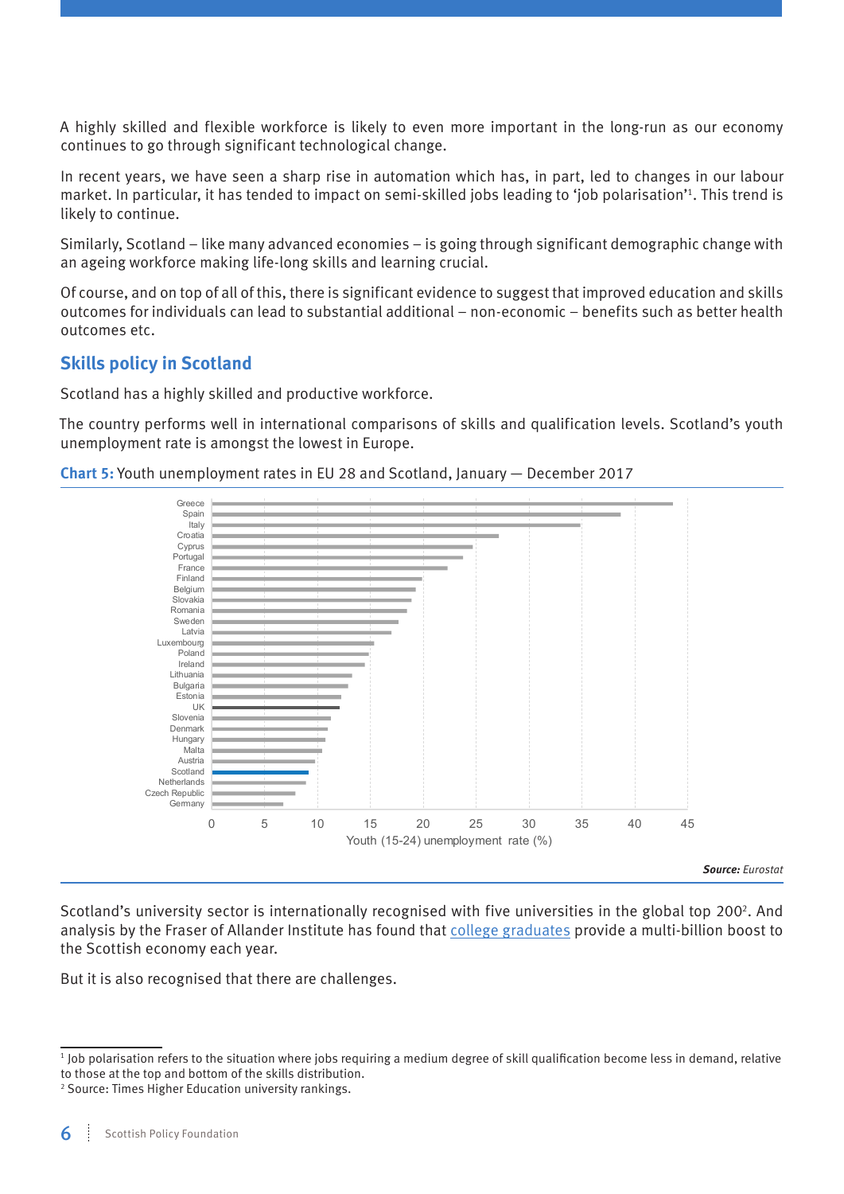A highly skilled and flexible workforce is likely to even more important in the long-run as our economy continues to go through significant technological change.

In recent years, we have seen a sharp rise in automation which has, in part, led to changes in our labour market. In particular, it has tended to impact on semi-skilled jobs leading to 'job polarisation'[1]. This trend is likely to continue.

Similarly, Scotland – like many advanced economies – is going through significant demographic change with an ageing workforce making life-long skills and learning crucial.

Of course, and on top of all of this, there is significant evidence to suggest that improved education and skills outcomes for individuals can lead to substantial additional – non-economic – benefits such as better health outcomes etc.

## Skills policy in Scotland

Scotland has a highly skilled and productive workforce.

The country performs well in international comparisons of skills and qualification levels. Scotland's youth unemployment rate is amongst the lowest in Europe.

**Chart 5:** Youth unemployment rates in EU 28 and Scotland, January — December 2017

Greece, Spain, Italy, Croatia, Cyprus, Portugal, France, Finland, Belgium, Slovakia, Romania, Sweden, Latvia, Luxembourg, Poland, Ireland, Lithuania, Bulgaria, Estonia, UK, Slovenia, Denmark, Hungary, Malta, Austria, Scotland, Netherlands, Czech Republic, Germany

0 5 10 15 20 25 30 35 40 45

Youth (15-24) unemployment rate (%)

***Source:*** *Eurostat*

Scotland's university sector is internationally recognised with five universities in the global top 200[2]. And analysis by the Fraser of Allander Institute has found that college graduates provide a multi-billion boost to the Scottish economy each year.

But it is also recognised that there are challenges.

---

[1] Job polarisation refers to the situation where jobs requiring a medium degree of skill qualification become less in demand, relative to those at the top and bottom of the skills distribution.

[2] Source: Times Higher Education university rankings.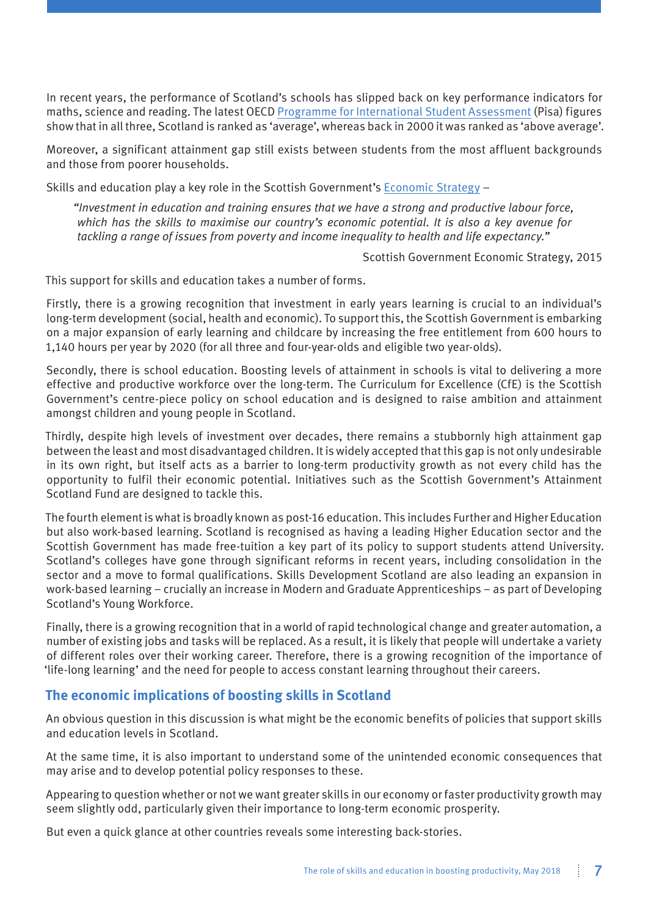In recent years, the performance of Scotland's schools has slipped back on key performance indicators for maths, science and reading. The latest OECD Programme for International Student Assessment (Pisa) figures show that in all three, Scotland is ranked as 'average', whereas back in 2000 it was ranked as 'above average'.

Moreover, a significant attainment gap still exists between students from the most affluent backgrounds and those from poorer households.

Skills and education play a key role in the Scottish Government's Economic Strategy –

> *"Investment in education and training ensures that we have a strong and productive labour force, which has the skills to maximise our country's economic potential. It is also a key avenue for tackling a range of issues from poverty and income inequality to health and life expectancy."*
>
> Scottish Government Economic Strategy, 2015

This support for skills and education takes a number of forms.

Firstly, there is a growing recognition that investment in early years learning is crucial to an individual's long-term development (social, health and economic). To support this, the Scottish Government is embarking on a major expansion of early learning and childcare by increasing the free entitlement from 600 hours to 1,140 hours per year by 2020 (for all three and four-year-olds and eligible two year-olds).

Secondly, there is school education. Boosting levels of attainment in schools is vital to delivering a more effective and productive workforce over the long-term. The Curriculum for Excellence (CfE) is the Scottish Government's centre-piece policy on school education and is designed to raise ambition and attainment amongst children and young people in Scotland.

Thirdly, despite high levels of investment over decades, there remains a stubbornly high attainment gap between the least and most disadvantaged children. It is widely accepted that this gap is not only undesirable in its own right, but itself acts as a barrier to long-term productivity growth as not every child has the opportunity to fulfil their economic potential. Initiatives such as the Scottish Government's Attainment Scotland Fund are designed to tackle this.

The fourth element is what is broadly known as post-16 education. This includes Further and Higher Education but also work-based learning. Scotland is recognised as having a leading Higher Education sector and the Scottish Government has made free-tuition a key part of its policy to support students attend University. Scotland's colleges have gone through significant reforms in recent years, including consolidation in the sector and a move to formal qualifications. Skills Development Scotland are also leading an expansion in work-based learning – crucially an increase in Modern and Graduate Apprenticeships – as part of Developing Scotland's Young Workforce.

Finally, there is a growing recognition that in a world of rapid technological change and greater automation, a number of existing jobs and tasks will be replaced. As a result, it is likely that people will undertake a variety of different roles over their working career. Therefore, there is a growing recognition of the importance of 'life-long learning' and the need for people to access constant learning throughout their careers.

## The economic implications of boosting skills in Scotland

An obvious question in this discussion is what might be the economic benefits of policies that support skills and education levels in Scotland.

At the same time, it is also important to understand some of the unintended economic consequences that may arise and to develop potential policy responses to these.

Appearing to question whether or not we want greater skills in our economy or faster productivity growth may seem slightly odd, particularly given their importance to long-term economic prosperity.

But even a quick glance at other countries reveals some interesting back-stories.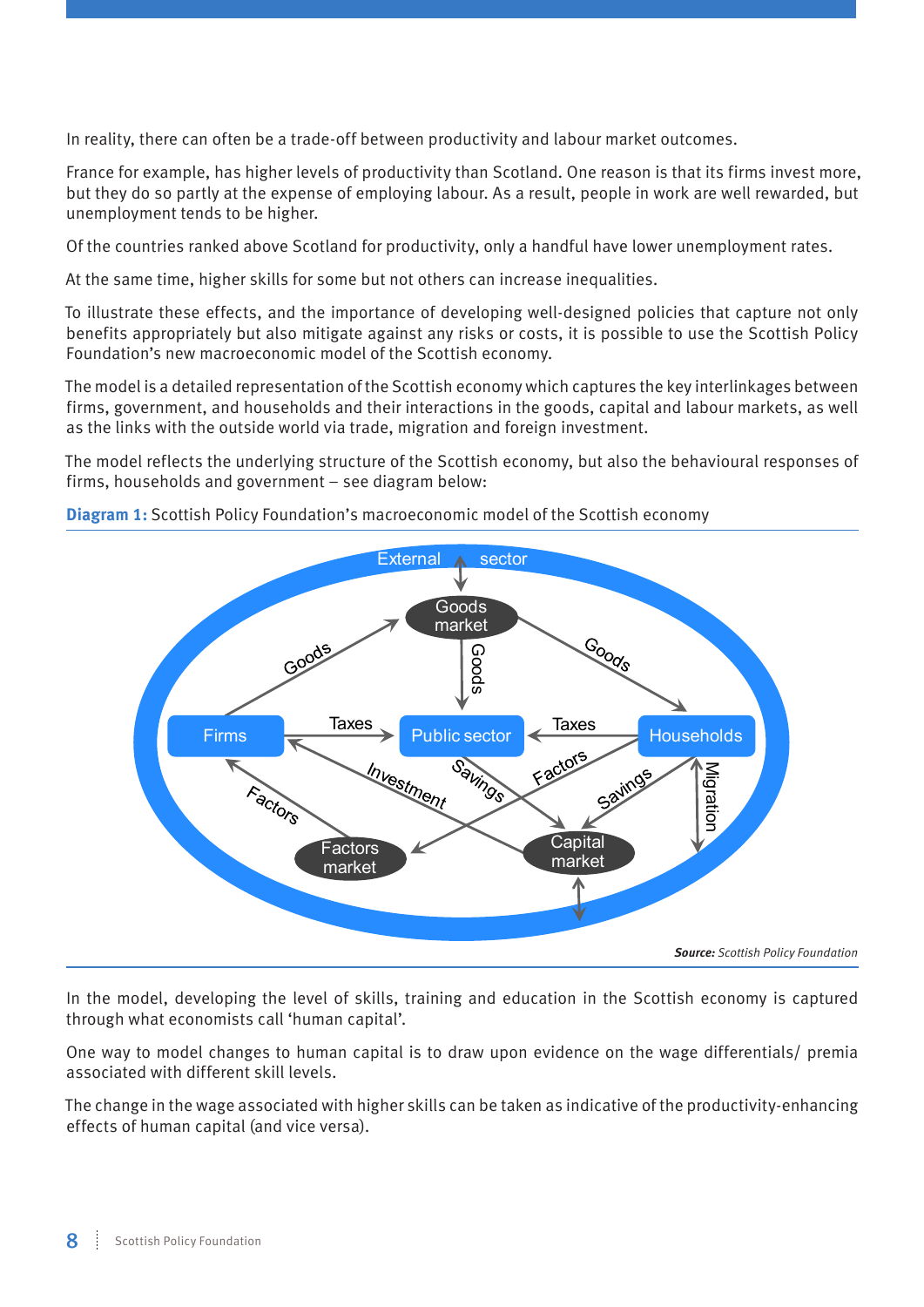In reality, there can often be a trade-off between productivity and labour market outcomes.

France for example, has higher levels of productivity than Scotland. One reason is that its firms invest more, but they do so partly at the expense of employing labour. As a result, people in work are well rewarded, but unemployment tends to be higher.

Of the countries ranked above Scotland for productivity, only a handful have lower unemployment rates.

At the same time, higher skills for some but not others can increase inequalities.

To illustrate these effects, and the importance of developing well-designed policies that capture not only benefits appropriately but also mitigate against any risks or costs, it is possible to use the Scottish Policy Foundation's new macroeconomic model of the Scottish economy.

The model is a detailed representation of the Scottish economy which captures the key interlinkages between firms, government, and households and their interactions in the goods, capital and labour markets, as well as the links with the outside world via trade, migration and foreign investment.

The model reflects the underlying structure of the Scottish economy, but also the behavioural responses of firms, households and government – see diagram below:

**Diagram 1:** Scottish Policy Foundation's macroeconomic model of the Scottish economy

***Source:*** *Scottish Policy Foundation*

In the model, developing the level of skills, training and education in the Scottish economy is captured through what economists call 'human capital'.

One way to model changes to human capital is to draw upon evidence on the wage differentials/ premia associated with different skill levels.

The change in the wage associated with higher skills can be taken as indicative of the productivity-enhancing effects of human capital (and vice versa).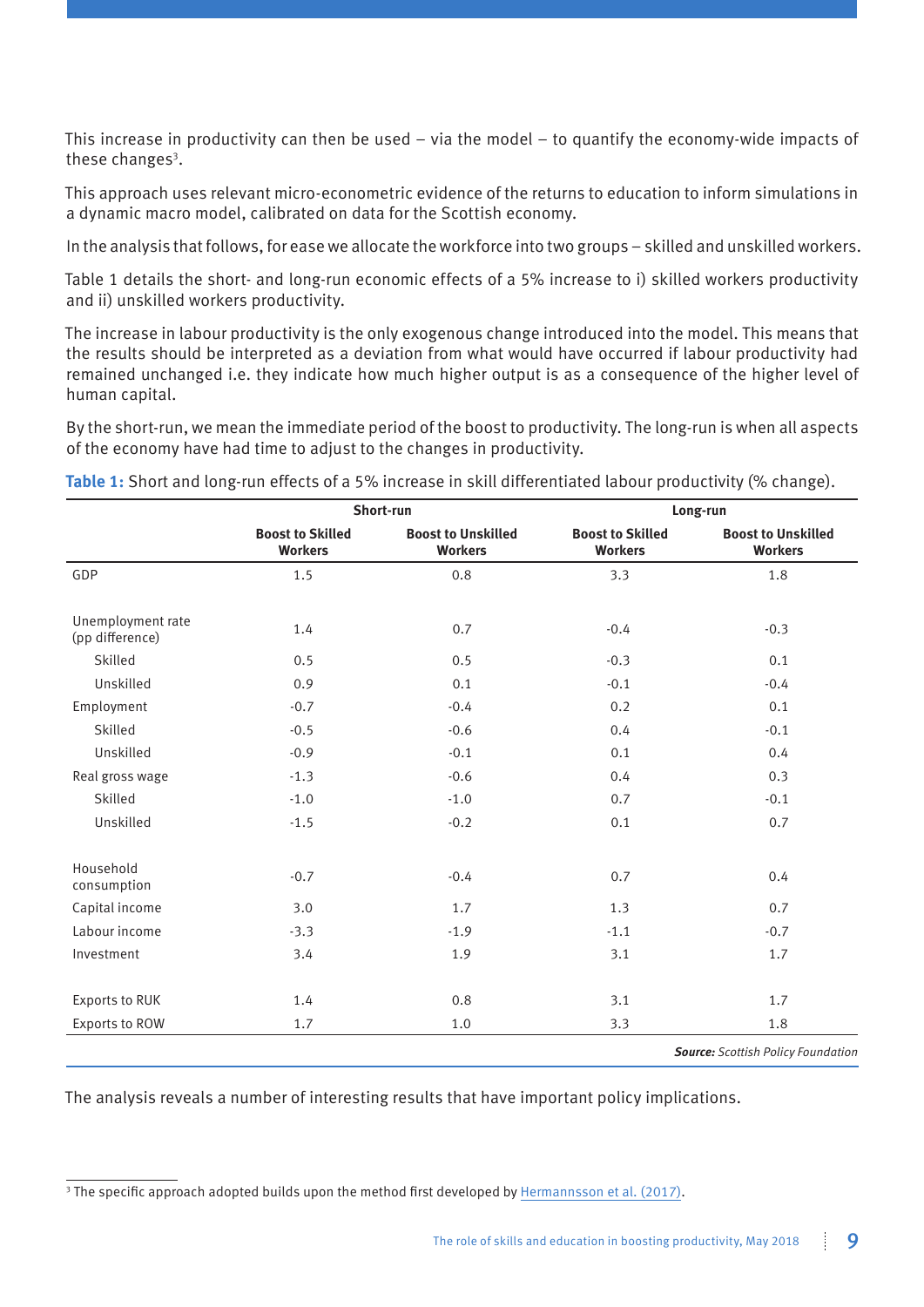This increase in productivity can then be used – via the model – to quantify the economy-wide impacts of these changes[3].

This approach uses relevant micro-econometric evidence of the returns to education to inform simulations in a dynamic macro model, calibrated on data for the Scottish economy.

In the analysis that follows, for ease we allocate the workforce into two groups – skilled and unskilled workers.

Table 1 details the short- and long-run economic effects of a 5% increase to i) skilled workers productivity and ii) unskilled workers productivity.

The increase in labour productivity is the only exogenous change introduced into the model. This means that the results should be interpreted as a deviation from what would have occurred if labour productivity had remained unchanged i.e. they indicate how much higher output is as a consequence of the higher level of human capital.

By the short-run, we mean the immediate period of the boost to productivity. The long-run is when all aspects of the economy have had time to adjust to the changes in productivity.

**Table 1:** Short and long-run effects of a 5% increase in skill differentiated labour productivity (% change).

| | Short-run | | Long-run | |
|---|---|---|---|---|
| | **Boost to Skilled Workers** | **Boost to Unskilled Workers** | **Boost to Skilled Workers** | **Boost to Unskilled Workers** |
| GDP | 1.5 | 0.8 | 3.3 | 1.8 |
| Unemployment rate (pp difference) | 1.4 | 0.7 | -0.4 | -0.3 |
| Skilled | 0.5 | 0.5 | -0.3 | 0.1 |
| Unskilled | 0.9 | 0.1 | -0.1 | -0.4 |
| Employment | -0.7 | -0.4 | 0.2 | 0.1 |
| Skilled | -0.5 | -0.6 | 0.4 | -0.1 |
| Unskilled | -0.9 | -0.1 | 0.1 | 0.4 |
| Real gross wage | -1.3 | -0.6 | 0.4 | 0.3 |
| Skilled | -1.0 | -1.0 | 0.7 | -0.1 |
| Unskilled | -1.5 | -0.2 | 0.1 | 0.7 |
| Household consumption | -0.7 | -0.4 | 0.7 | 0.4 |
| Capital income | 3.0 | 1.7 | 1.3 | 0.7 |
| Labour income | -3.3 | -1.9 | -1.1 | -0.7 |
| Investment | 3.4 | 1.9 | 3.1 | 1.7 |
| Exports to RUK | 1.4 | 0.8 | 3.1 | 1.7 |
| Exports to ROW | 1.7 | 1.0 | 3.3 | 1.8 |

***Source:*** *Scottish Policy Foundation*

The analysis reveals a number of interesting results that have important policy implications.

[3] The specific approach adopted builds upon the method first developed by Hermannsson et al. (2017).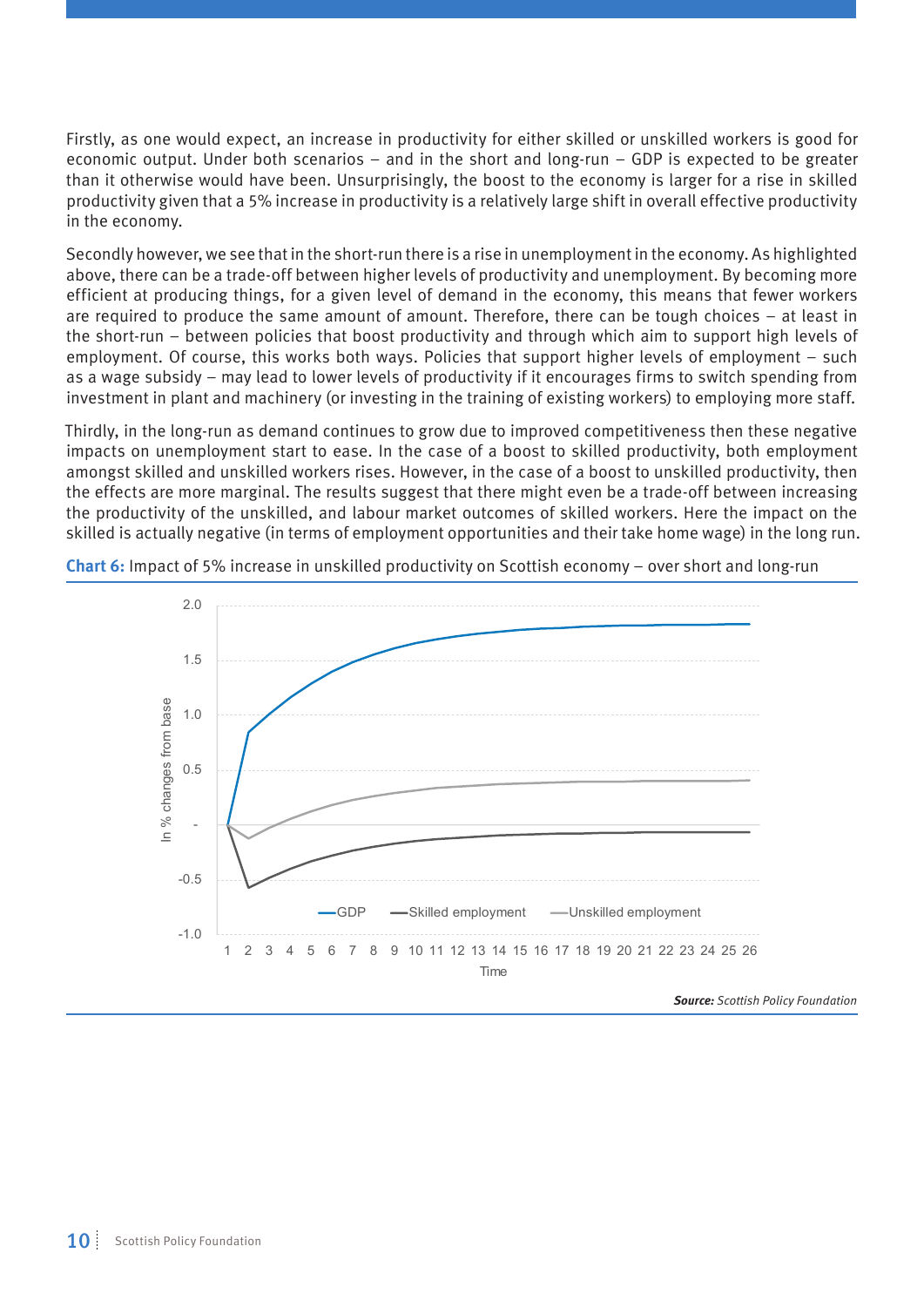Firstly, as one would expect, an increase in productivity for either skilled or unskilled workers is good for economic output. Under both scenarios – and in the short and long-run – GDP is expected to be greater than it otherwise would have been. Unsurprisingly, the boost to the economy is larger for a rise in skilled productivity given that a 5% increase in productivity is a relatively large shift in overall effective productivity in the economy.

Secondly however, we see that in the short-run there is a rise in unemployment in the economy. As highlighted above, there can be a trade-off between higher levels of productivity and unemployment. By becoming more efficient at producing things, for a given level of demand in the economy, this means that fewer workers are required to produce the same amount of amount. Therefore, there can be tough choices – at least in the short-run – between policies that boost productivity and through which aim to support high levels of employment. Of course, this works both ways. Policies that support higher levels of employment – such as a wage subsidy – may lead to lower levels of productivity if it encourages firms to switch spending from investment in plant and machinery (or investing in the training of existing workers) to employing more staff.

Thirdly, in the long-run as demand continues to grow due to improved competitiveness then these negative impacts on unemployment start to ease. In the case of a boost to skilled productivity, both employment amongst skilled and unskilled workers rises. However, in the case of a boost to unskilled productivity, then the effects are more marginal. The results suggest that there might even be a trade-off between increasing the productivity of the unskilled, and labour market outcomes of skilled workers. Here the impact on the skilled is actually negative (in terms of employment opportunities and their take home wage) in the long run.

**Chart 6:** Impact of 5% increase in unskilled productivity on Scottish economy – over short and long-run

***Source:*** *Scottish Policy Foundation*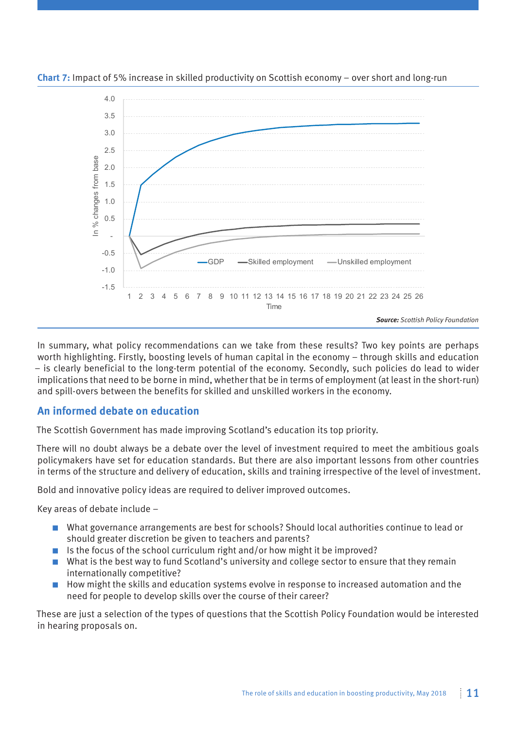**Chart 7:** Impact of 5% increase in skilled productivity on Scottish economy – over short and long-run

In % changes from base

4.0
3.5
3.0
2.5
2.0
1.5
1.0
0.5
-
-0.5
-1.0
-1.5

1 2 3 4 5 6 7 8 9 10 11 12 13 14 15 16 17 18 19 20 21 22 23 24 25 26

Time

GDP
Skilled employment
Unskilled employment

***Source:*** *Scottish Policy Foundation*

In summary, what policy recommendations can we take from these results? Two key points are perhaps worth highlighting. Firstly, boosting levels of human capital in the economy – through skills and education – is clearly beneficial to the long-term potential of the economy. Secondly, such policies do lead to wider implications that need to be borne in mind, whether that be in terms of employment (at least in the short-run) and spill-overs between the benefits for skilled and unskilled workers in the economy.

## An informed debate on education

The Scottish Government has made improving Scotland's education its top priority.

There will no doubt always be a debate over the level of investment required to meet the ambitious goals policymakers have set for education standards. But there are also important lessons from other countries in terms of the structure and delivery of education, skills and training irrespective of the level of investment.

Bold and innovative policy ideas are required to deliver improved outcomes.

Key areas of debate include –

- What governance arrangements are best for schools? Should local authorities continue to lead or should greater discretion be given to teachers and parents?
- Is the focus of the school curriculum right and/or how might it be improved?
- What is the best way to fund Scotland's university and college sector to ensure that they remain internationally competitive?
- How might the skills and education systems evolve in response to increased automation and the need for people to develop skills over the course of their career?

These are just a selection of the types of questions that the Scottish Policy Foundation would be interested in hearing proposals on.